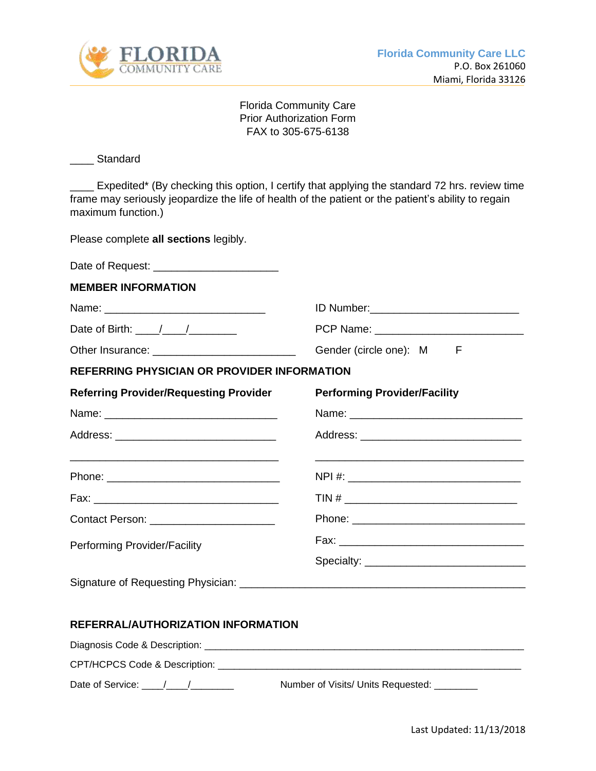**Florida Community Care LLC**
P.O. Box 261060
Miami, Florida 33126

Florida Community Care
Prior Authorization Form
FAX to 305-675-6138

____ Standard

____ Expedited* (By checking this option, I certify that applying the standard 72 hrs. review time frame may seriously jeopardize the life of health of the patient or the patient's ability to regain maximum function.)

Please complete **all sections** legibly.

Date of Request: ____________________

## MEMBER INFORMATION

Name: ___________________________

ID Number:________________________

Date of Birth: ____/____/________

PCP Name: ________________________

Other Insurance: ______________________

Gender (circle one): M F

## REFERRING PHYSICIAN OR PROVIDER INFORMATION

### Referring Provider/Requesting Provider

Name: ____________________________

Address: ___________________________

__________________________________

Phone: ____________________________

Fax: ______________________________

Contact Person: ____________________

Performing Provider/Facility

### Performing Provider/Facility

Name: ____________________________

Address: ___________________________

__________________________________

NPI #: _____________________________

TIN # _____________________________

Phone: ____________________________

Fax: ______________________________

Specialty: __________________________

Signature of Requesting Physician: _____________________________________________

## REFERRAL/AUTHORIZATION INFORMATION

Diagnosis Code & Description: ______________________________________________________

CPT/HCPCS Code & Description: ____________________________________________________

Date of Service: ____/____/________

Number of Visits/ Units Requested: ________

Last Updated: 11/13/2018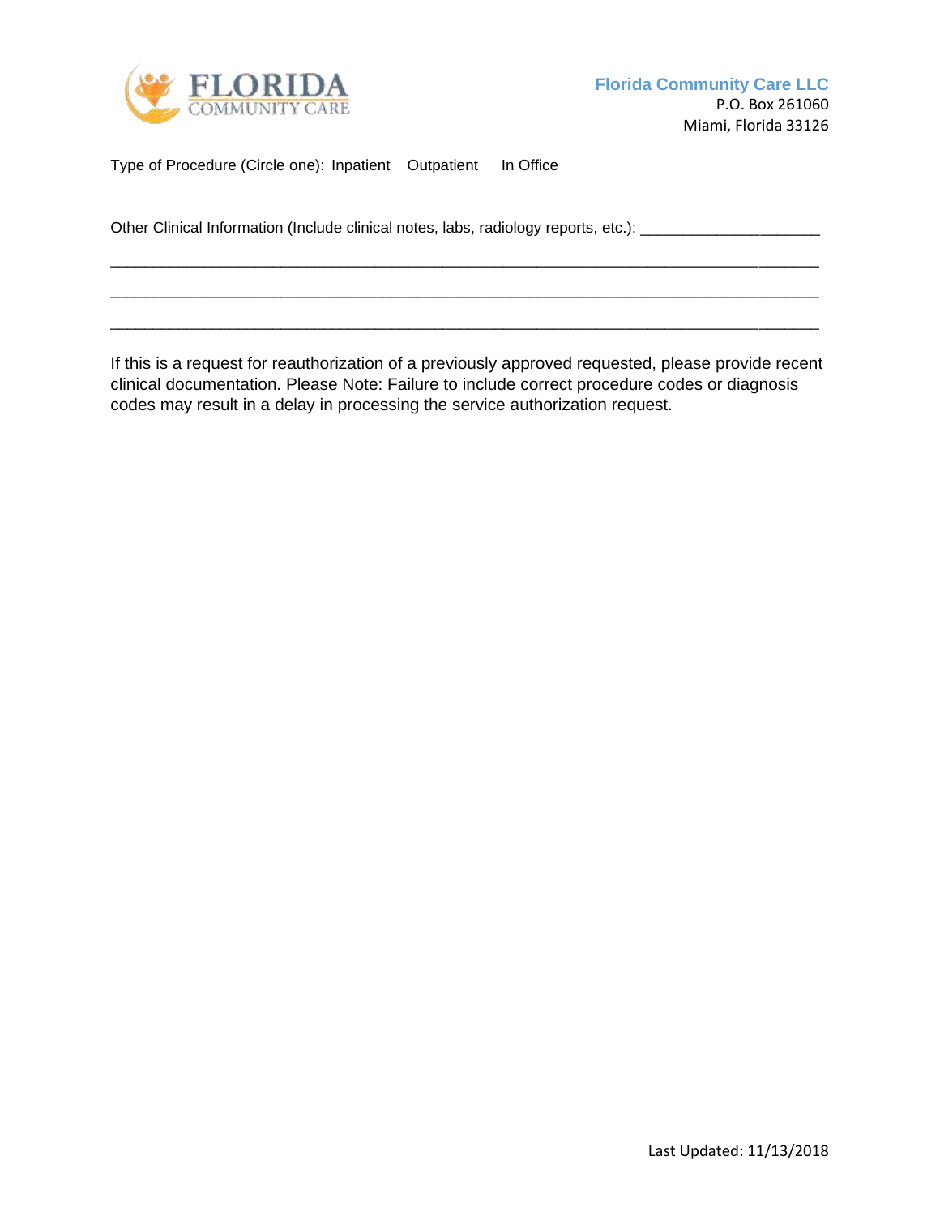Type of Procedure (Circle one): Inpatient Outpatient In Office

Other Clinical Information (Include clinical notes, labs, radiology reports, etc.): ____________________

___________________________________________________________________________

___________________________________________________________________________

___________________________________________________________________________

If this is a request for reauthorization of a previously approved requested, please provide recent clinical documentation. Please Note: Failure to include correct procedure codes or diagnosis codes may result in a delay in processing the service authorization request.

Last Updated: 11/13/2018